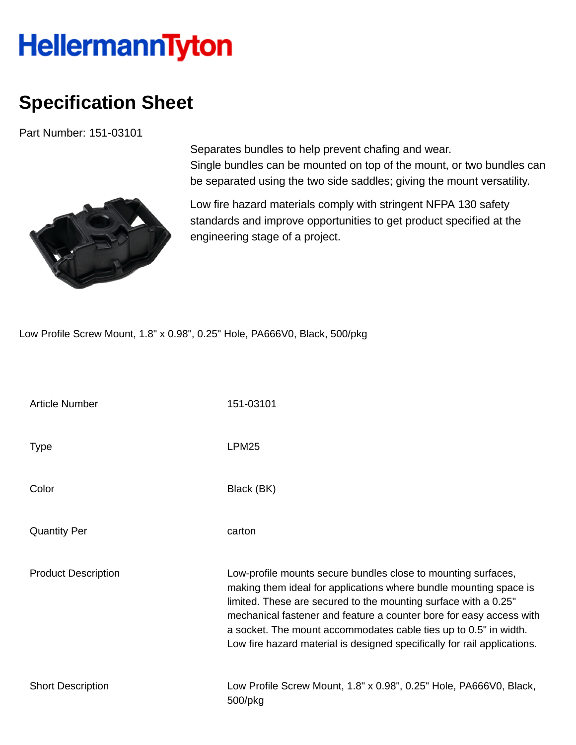HellermannTyton

# Specification Sheet

Part Number: 151-03101

Separates bundles to help prevent chafing and wear.
Single bundles can be mounted on top of the mount, or two bundles can be separated using the two side saddles; giving the mount versatility.

Low fire hazard materials comply with stringent NFPA 130 safety standards and improve opportunities to get product specified at the engineering stage of a project.

Low Profile Screw Mount, 1.8" x 0.98", 0.25" Hole, PA666V0, Black, 500/pkg

| | |
|---|---|
| Article Number | 151-03101 |
| Type | LPM25 |
| Color | Black (BK) |
| Quantity Per | carton |
| Product Description | Low-profile mounts secure bundles close to mounting surfaces, making them ideal for applications where bundle mounting space is limited. These are secured to the mounting surface with a 0.25" mechanical fastener and feature a counter bore for easy access with a socket. The mount accommodates cable ties up to 0.5" in width. Low fire hazard material is designed specifically for rail applications. |
| Short Description | Low Profile Screw Mount, 1.8" x 0.98", 0.25" Hole, PA666V0, Black, 500/pkg |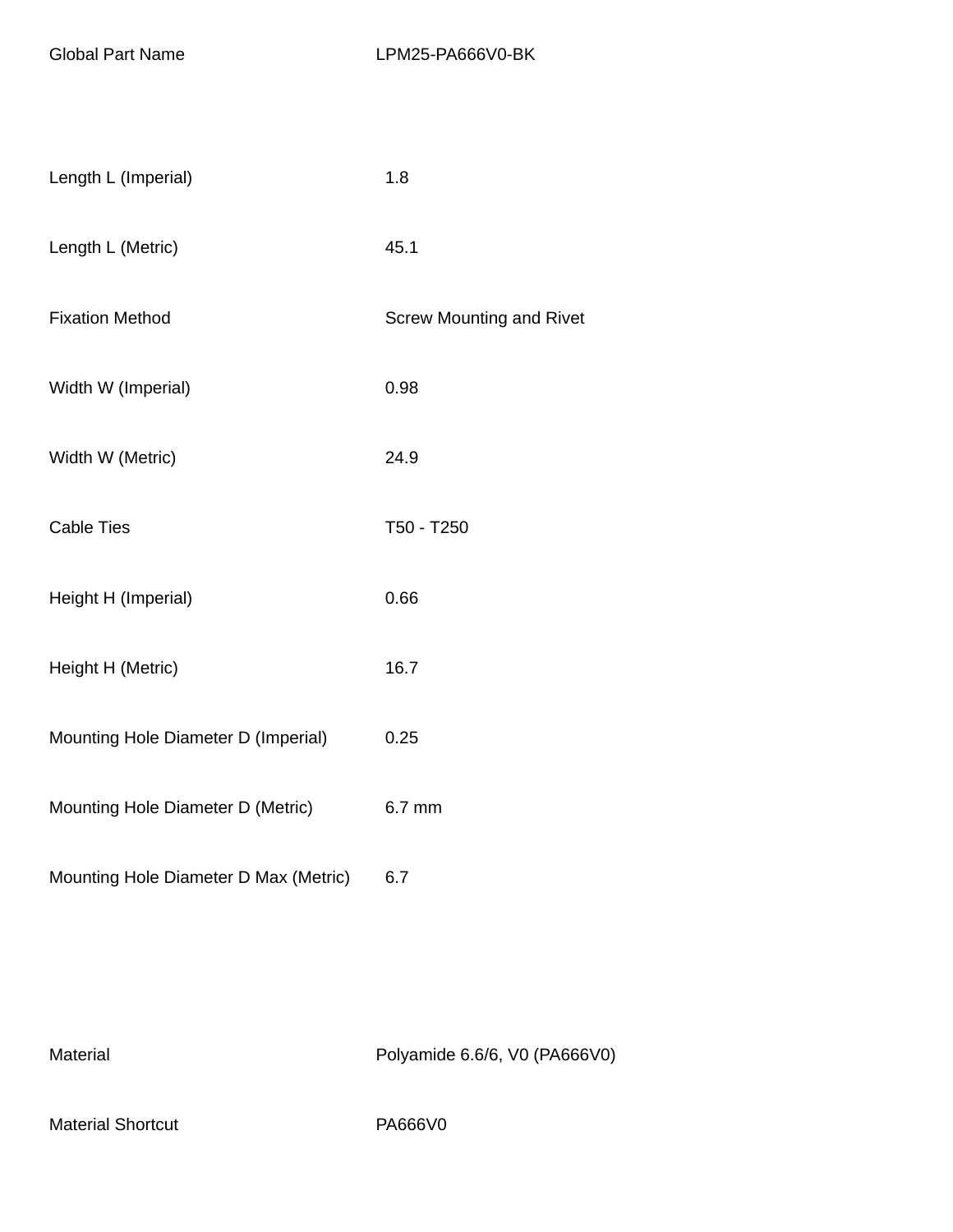| | |
|---|---|
| Global Part Name | LPM25-PA666V0-BK |

| | |
|---|---|
| Length L (Imperial) | 1.8 |
| Length L (Metric) | 45.1 |
| Fixation Method | Screw Mounting and Rivet |
| Width W (Imperial) | 0.98 |
| Width W (Metric) | 24.9 |
| Cable Ties | T50 - T250 |
| Height H (Imperial) | 0.66 |
| Height H (Metric) | 16.7 |
| Mounting Hole Diameter D (Imperial) | 0.25 |
| Mounting Hole Diameter D (Metric) | 6.7 mm |
| Mounting Hole Diameter D Max (Metric) | 6.7 |

| | |
|---|---|
| Material | Polyamide 6.6/6, V0 (PA666V0) |
| Material Shortcut | PA666V0 |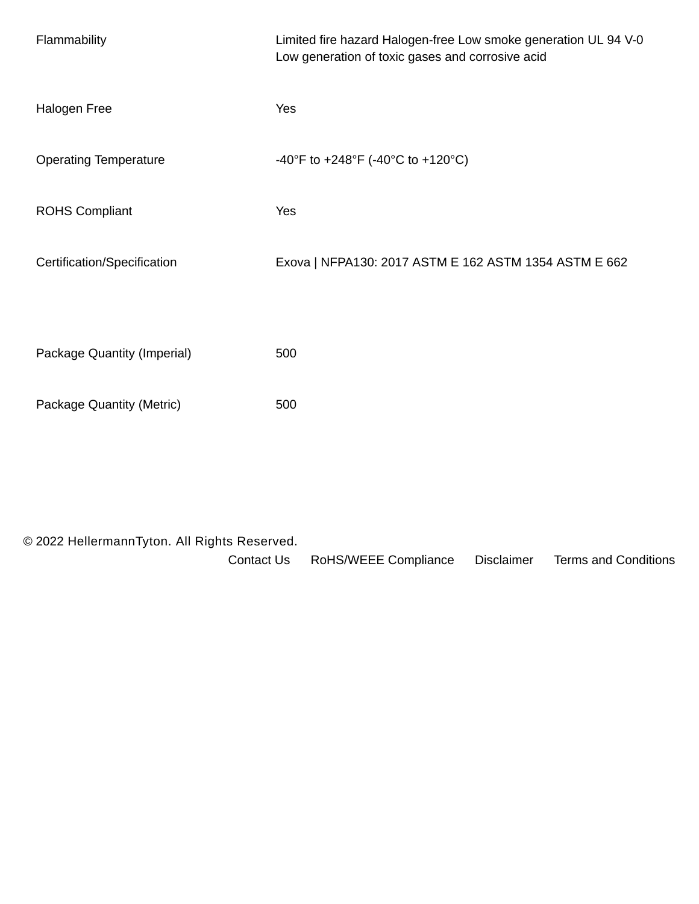| | |
|---|---|
| Flammability | Limited fire hazard Halogen-free Low smoke generation UL 94 V-0 Low generation of toxic gases and corrosive acid |
| Halogen Free | Yes |
| Operating Temperature | -40°F to +248°F (-40°C to +120°C) |
| ROHS Compliant | Yes |
| Certification/Specification | Exova \| NFPA130: 2017 ASTM E 162 ASTM 1354 ASTM E 662 |
| Package Quantity (Imperial) | 500 |
| Package Quantity (Metric) | 500 |

© 2022 HellermannTyton. All Rights Reserved.

Contact Us RoHS/WEEE Compliance Disclaimer Terms and Conditions